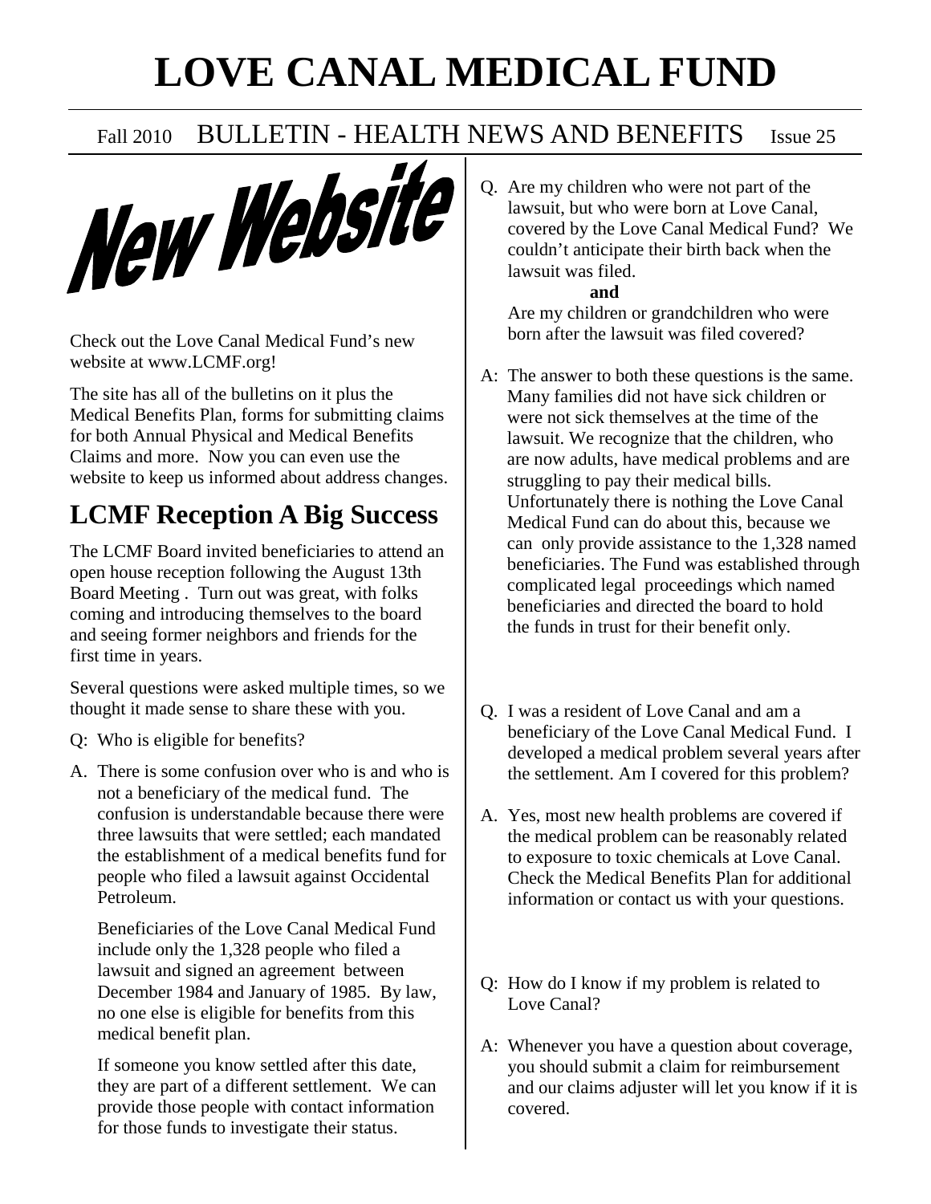# LOVE CANAL MEDICAL FUND

Fall 2010 BULLETIN - HEALTH NEWS AND BENEFITS Issue 25

## New Website

Check out the Love Canal Medical Fund's new website at www.LCMF.org!

The site has all of the bulletins on it plus the Medical Benefits Plan, forms for submitting claims for both Annual Physical and Medical Benefits Claims and more. Now you can even use the website to keep us informed about address changes.

## LCMF Reception A Big Success

The LCMF Board invited beneficiaries to attend an open house reception following the August 13th Board Meeting . Turn out was great, with folks coming and introducing themselves to the board and seeing former neighbors and friends for the first time in years.

Several questions were asked multiple times, so we thought it made sense to share these with you.

Q: Who is eligible for benefits?

A. There is some confusion over who is and who is not a beneficiary of the medical fund. The confusion is understandable because there were three lawsuits that were settled; each mandated the establishment of a medical benefits fund for people who filed a lawsuit against Occidental Petroleum.

Beneficiaries of the Love Canal Medical Fund include only the 1,328 people who filed a lawsuit and signed an agreement between December 1984 and January of 1985. By law, no one else is eligible for benefits from this medical benefit plan.

If someone you know settled after this date, they are part of a different settlement. We can provide those people with contact information for those funds to investigate their status.

Q. Are my children who were not part of the lawsuit, but who were born at Love Canal, covered by the Love Canal Medical Fund? We couldn't anticipate their birth back when the lawsuit was filed.

**and**

Are my children or grandchildren who were born after the lawsuit was filed covered?

A: The answer to both these questions is the same. Many families did not have sick children or were not sick themselves at the time of the lawsuit. We recognize that the children, who are now adults, have medical problems and are struggling to pay their medical bills. Unfortunately there is nothing the Love Canal Medical Fund can do about this, because we can only provide assistance to the 1,328 named beneficiaries. The Fund was established through complicated legal proceedings which named beneficiaries and directed the board to hold the funds in trust for their benefit only.

Q. I was a resident of Love Canal and am a beneficiary of the Love Canal Medical Fund. I developed a medical problem several years after the settlement. Am I covered for this problem?

A. Yes, most new health problems are covered if the medical problem can be reasonably related to exposure to toxic chemicals at Love Canal. Check the Medical Benefits Plan for additional information or contact us with your questions.

Q: How do I know if my problem is related to Love Canal?

A: Whenever you have a question about coverage, you should submit a claim for reimbursement and our claims adjuster will let you know if it is covered.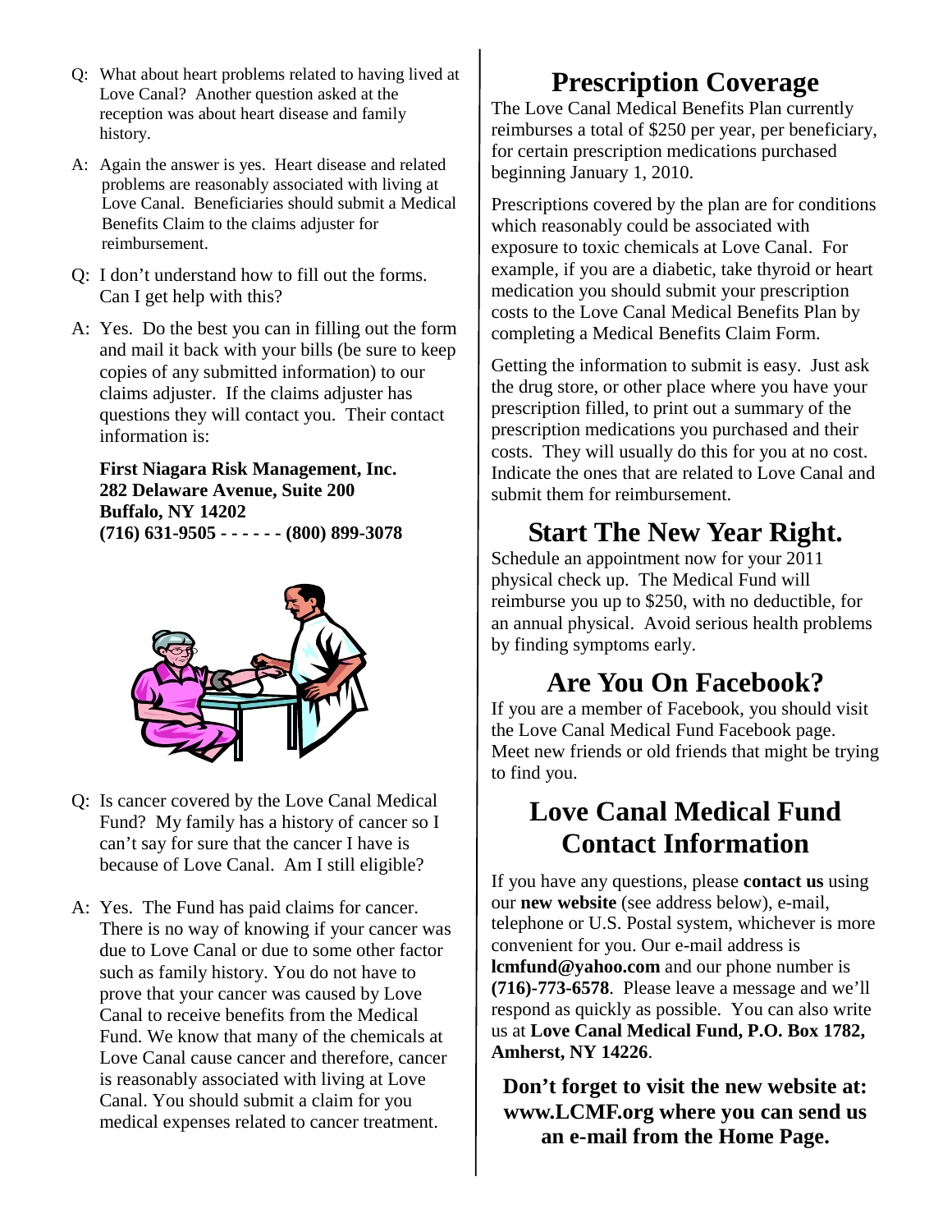Q: What about heart problems related to having lived at Love Canal? Another question asked at the reception was about heart disease and family history.

A: Again the answer is yes. Heart disease and related problems are reasonably associated with living at Love Canal. Beneficiaries should submit a Medical Benefits Claim to the claims adjuster for reimbursement.

Q: I don't understand how to fill out the forms. Can I get help with this?

A: Yes. Do the best you can in filling out the form and mail it back with your bills (be sure to keep copies of any submitted information) to our claims adjuster. If the claims adjuster has questions they will contact you. Their contact information is:

**First Niagara Risk Management, Inc.**
**282 Delaware Avenue, Suite 200**
**Buffalo, NY 14202**
**(716) 631-9505 - - - - - - (800) 899-3078**

Q: Is cancer covered by the Love Canal Medical Fund? My family has a history of cancer so I can't say for sure that the cancer I have is because of Love Canal. Am I still eligible?

A: Yes. The Fund has paid claims for cancer. There is no way of knowing if your cancer was due to Love Canal or due to some other factor such as family history. You do not have to prove that your cancer was caused by Love Canal to receive benefits from the Medical Fund. We know that many of the chemicals at Love Canal cause cancer and therefore, cancer is reasonably associated with living at Love Canal. You should submit a claim for you medical expenses related to cancer treatment.

# Prescription Coverage

The Love Canal Medical Benefits Plan currently reimburses a total of $250 per year, per beneficiary, for certain prescription medications purchased beginning January 1, 2010.

Prescriptions covered by the plan are for conditions which reasonably could be associated with exposure to toxic chemicals at Love Canal. For example, if you are a diabetic, take thyroid or heart medication you should submit your prescription costs to the Love Canal Medical Benefits Plan by completing a Medical Benefits Claim Form.

Getting the information to submit is easy. Just ask the drug store, or other place where you have your prescription filled, to print out a summary of the prescription medications you purchased and their costs. They will usually do this for you at no cost. Indicate the ones that are related to Love Canal and submit them for reimbursement.

# Start The New Year Right.

Schedule an appointment now for your 2011 physical check up. The Medical Fund will reimburse you up to $250, with no deductible, for an annual physical. Avoid serious health problems by finding symptoms early.

# Are You On Facebook?

If you are a member of Facebook, you should visit the Love Canal Medical Fund Facebook page. Meet new friends or old friends that might be trying to find you.

# Love Canal Medical Fund Contact Information

If you have any questions, please **contact us** using our **new website** (see address below), e-mail, telephone or U.S. Postal system, whichever is more convenient for you. Our e-mail address is **lcmfund@yahoo.com** and our phone number is **(716)-773-6578**. Please leave a message and we'll respond as quickly as possible. You can also write us at **Love Canal Medical Fund, P.O. Box 1782, Amherst, NY 14226**.

**Don't forget to visit the new website at: www.LCMF.org where you can send us an e-mail from the Home Page.**